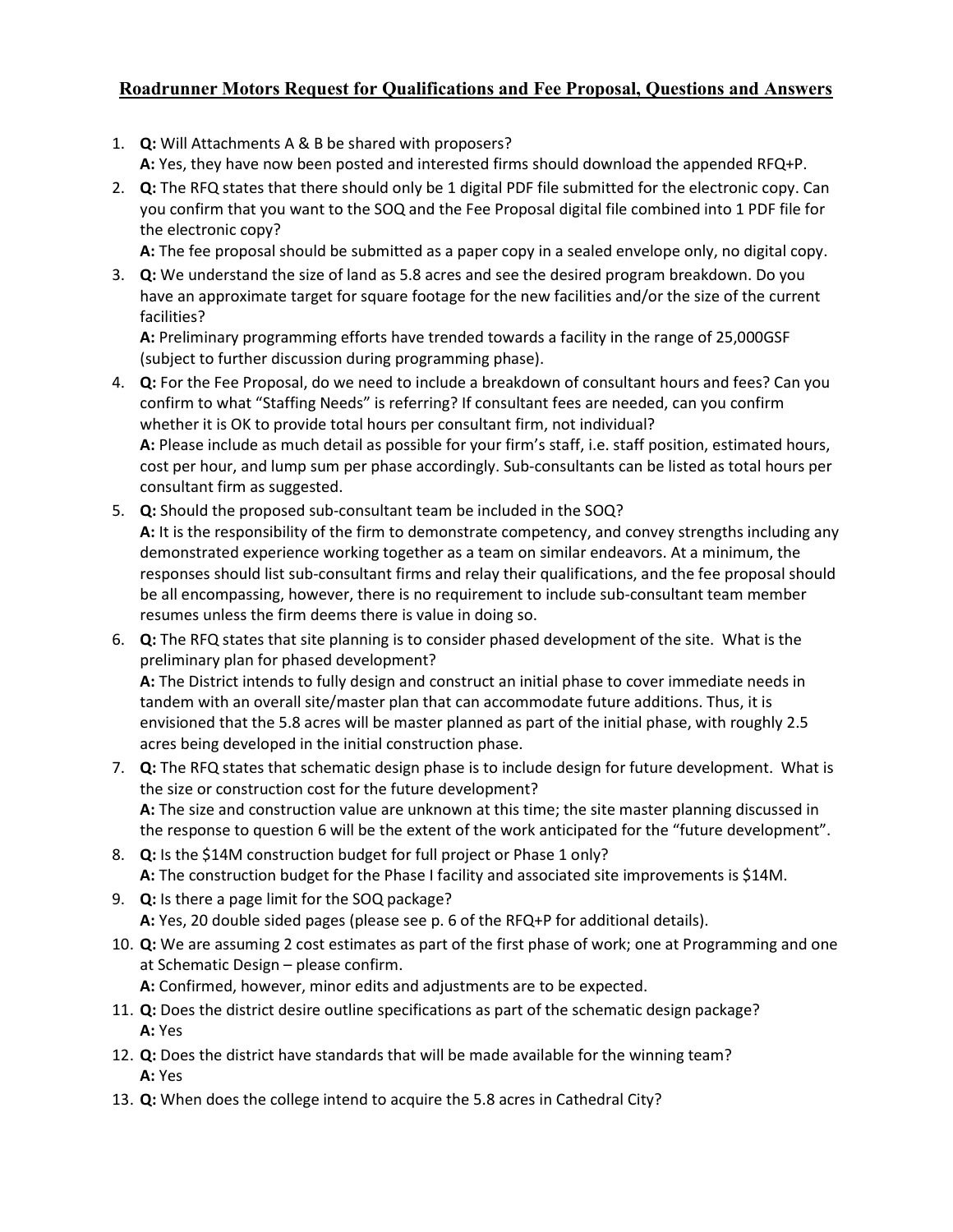# Roadrunner Motors Request for Qualifications and Fee Proposal, Questions and Answers

1. **Q:** Will Attachments A & B be shared with proposers?
   **A:** Yes, they have now been posted and interested firms should download the appended RFQ+P.
2. **Q:** The RFQ states that there should only be 1 digital PDF file submitted for the electronic copy. Can you confirm that you want to the SOQ and the Fee Proposal digital file combined into 1 PDF file for the electronic copy?
   **A:** The fee proposal should be submitted as a paper copy in a sealed envelope only, no digital copy.
3. **Q:** We understand the size of land as 5.8 acres and see the desired program breakdown. Do you have an approximate target for square footage for the new facilities and/or the size of the current facilities?
   **A:** Preliminary programming efforts have trended towards a facility in the range of 25,000GSF (subject to further discussion during programming phase).
4. **Q:** For the Fee Proposal, do we need to include a breakdown of consultant hours and fees? Can you confirm to what "Staffing Needs" is referring? If consultant fees are needed, can you confirm whether it is OK to provide total hours per consultant firm, not individual?
   **A:** Please include as much detail as possible for your firm's staff, i.e. staff position, estimated hours, cost per hour, and lump sum per phase accordingly. Sub-consultants can be listed as total hours per consultant firm as suggested.
5. **Q:** Should the proposed sub-consultant team be included in the SOQ?
   **A:** It is the responsibility of the firm to demonstrate competency, and convey strengths including any demonstrated experience working together as a team on similar endeavors. At a minimum, the responses should list sub-consultant firms and relay their qualifications, and the fee proposal should be all encompassing, however, there is no requirement to include sub-consultant team member resumes unless the firm deems there is value in doing so.
6. **Q:** The RFQ states that site planning is to consider phased development of the site. What is the preliminary plan for phased development?
   **A:** The District intends to fully design and construct an initial phase to cover immediate needs in tandem with an overall site/master plan that can accommodate future additions. Thus, it is envisioned that the 5.8 acres will be master planned as part of the initial phase, with roughly 2.5 acres being developed in the initial construction phase.
7. **Q:** The RFQ states that schematic design phase is to include design for future development. What is the size or construction cost for the future development?
   **A:** The size and construction value are unknown at this time; the site master planning discussed in the response to question 6 will be the extent of the work anticipated for the "future development".
8. **Q:** Is the $14M construction budget for full project or Phase 1 only?
   **A:** The construction budget for the Phase I facility and associated site improvements is $14M.
9. **Q:** Is there a page limit for the SOQ package?
   **A:** Yes, 20 double sided pages (please see p. 6 of the RFQ+P for additional details).
10. **Q:** We are assuming 2 cost estimates as part of the first phase of work; one at Programming and one at Schematic Design – please confirm.
    **A:** Confirmed, however, minor edits and adjustments are to be expected.
11. **Q:** Does the district desire outline specifications as part of the schematic design package?
    **A:** Yes
12. **Q:** Does the district have standards that will be made available for the winning team?
    **A:** Yes
13. **Q:** When does the college intend to acquire the 5.8 acres in Cathedral City?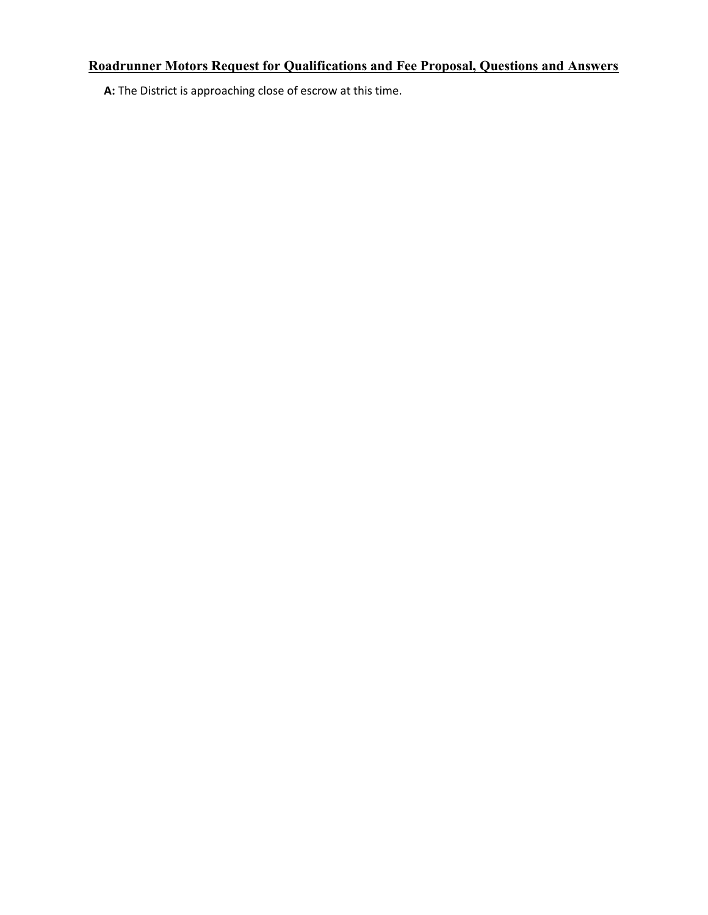## Roadrunner Motors Request for Qualifications and Fee Proposal, Questions and Answers

**A:** The District is approaching close of escrow at this time.